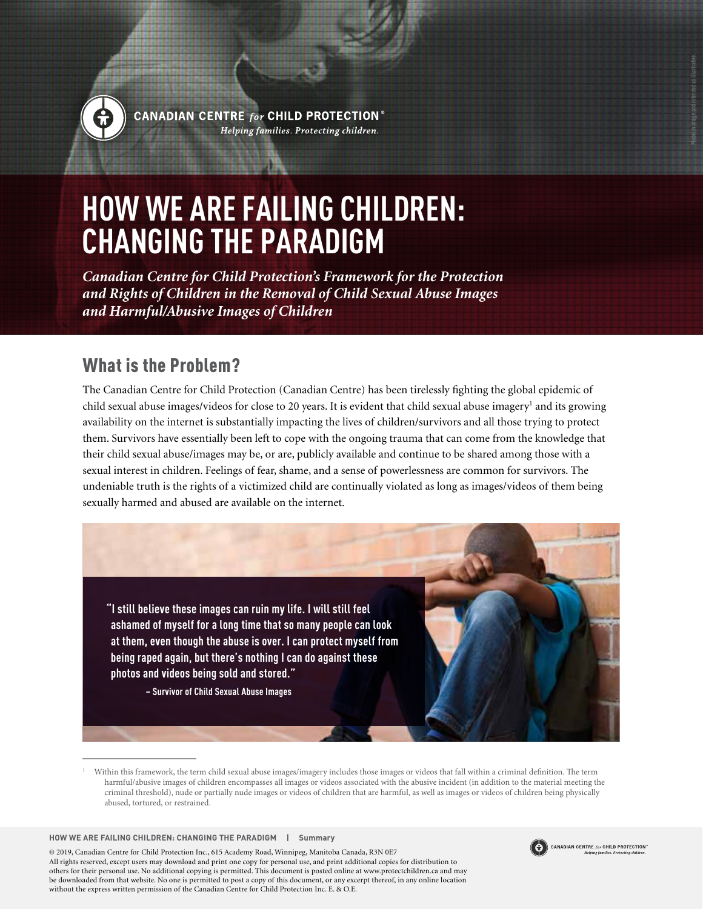CANADIAN CENTRE *for* CHILD PROTECTION®

*Helping families. Protecting children.*

# HOW WE ARE FAILING CHILDREN: CHANGING THE PARADIGM

***Canadian Centre for Child Protection's Framework for the Protection and Rights of Children in the Removal of Child Sexual Abuse Images and Harmful/Abusive Images of Children***

## What is the Problem?

The Canadian Centre for Child Protection (Canadian Centre) has been tirelessly fighting the global epidemic of child sexual abuse images/videos for close to 20 years. It is evident that child sexual abuse imagery[1] and its growing availability on the internet is substantially impacting the lives of children/survivors and all those trying to protect them. Survivors have essentially been left to cope with the ongoing trauma that can come from the knowledge that their child sexual abuse/images may be, or are, publicly available and continue to be shared among those with a sexual interest in children. Feelings of fear, shame, and a sense of powerlessness are common for survivors. The undeniable truth is the rights of a victimized child are continually violated as long as images/videos of them being sexually harmed and abused are available on the internet.

> **"I still believe these images can ruin my life. I will still feel ashamed of myself for a long time that so many people can look at them, even though the abuse is over. I can protect myself from being raped again, but there's nothing I can do against these photos and videos being sold and stored."**
>
> **– Survivor of Child Sexual Abuse Images**

[1] Within this framework, the term child sexual abuse images/imagery includes those images or videos that fall within a criminal definition. The term harmful/abusive images of children encompasses all images or videos associated with the abusive incident (in addition to the material meeting the criminal threshold), nude or partially nude images or videos of children that are harmful, as well as images or videos of children being physically abused, tortured, or restrained.

© 2019, Canadian Centre for Child Protection Inc., 615 Academy Road, Winnipeg, Manitoba Canada, R3N 0E7
All rights reserved, except users may download and print one copy for personal use, and print additional copies for distribution to others for their personal use. No additional copying is permitted. This document is posted online at www.protectchildren.ca and may be downloaded from that website. No one is permitted to post a copy of this document, or any excerpt thereof, in any online location without the express written permission of the Canadian Centre for Child Protection Inc. E. & O.E.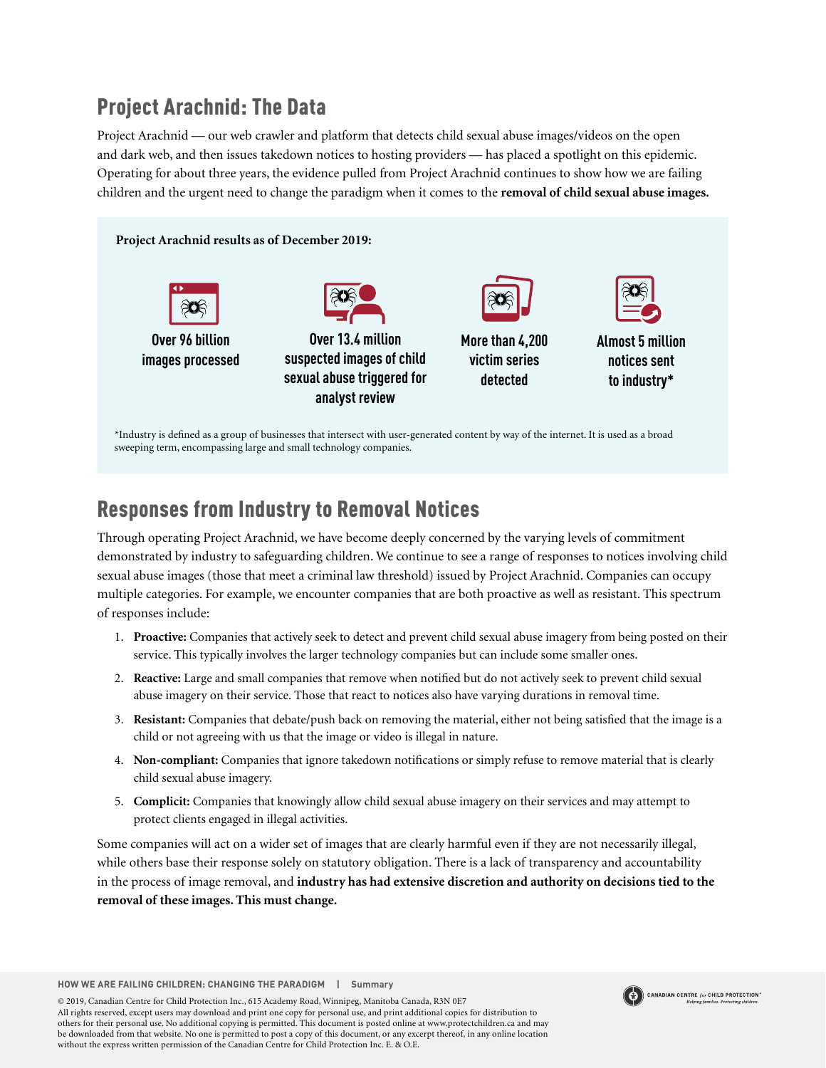## Project Arachnid: The Data

Project Arachnid — our web crawler and platform that detects child sexual abuse images/videos on the open and dark web, and then issues takedown notices to hosting providers — has placed a spotlight on this epidemic. Operating for about three years, the evidence pulled from Project Arachnid continues to show how we are failing children and the urgent need to change the paradigm when it comes to the **removal of child sexual abuse images.**

**Project Arachnid results as of December 2019:**

- Over 96 billion images processed
- Over 13.4 million suspected images of child sexual abuse triggered for analyst review
- More than 4,200 victim series detected
- Almost 5 million notices sent to industry*

*Industry is defined as a group of businesses that intersect with user-generated content by way of the internet. It is used as a broad sweeping term, encompassing large and small technology companies.

## Responses from Industry to Removal Notices

Through operating Project Arachnid, we have become deeply concerned by the varying levels of commitment demonstrated by industry to safeguarding children. We continue to see a range of responses to notices involving child sexual abuse images (those that meet a criminal law threshold) issued by Project Arachnid. Companies can occupy multiple categories. For example, we encounter companies that are both proactive as well as resistant. This spectrum of responses include:

1. **Proactive:** Companies that actively seek to detect and prevent child sexual abuse imagery from being posted on their service. This typically involves the larger technology companies but can include some smaller ones.
2. **Reactive:** Large and small companies that remove when notified but do not actively seek to prevent child sexual abuse imagery on their service. Those that react to notices also have varying durations in removal time.
3. **Resistant:** Companies that debate/push back on removing the material, either not being satisfied that the image is a child or not agreeing with us that the image or video is illegal in nature.
4. **Non-compliant:** Companies that ignore takedown notifications or simply refuse to remove material that is clearly child sexual abuse imagery.
5. **Complicit:** Companies that knowingly allow child sexual abuse imagery on their services and may attempt to protect clients engaged in illegal activities.

Some companies will act on a wider set of images that are clearly harmful even if they are not necessarily illegal, while others base their response solely on statutory obligation. There is a lack of transparency and accountability in the process of image removal, and **industry has had extensive discretion and authority on decisions tied to the removal of these images. This must change.**

© 2019, Canadian Centre for Child Protection Inc., 615 Academy Road, Winnipeg, Manitoba Canada, R3N 0E7
All rights reserved, except users may download and print one copy for personal use, and print additional copies for distribution to others for their personal use. No additional copying is permitted. This document is posted online at www.protectchildren.ca and may be downloaded from that website. No one is permitted to post a copy of this document, or any excerpt thereof, in any online location without the express written permission of the Canadian Centre for Child Protection Inc. E. & O.E.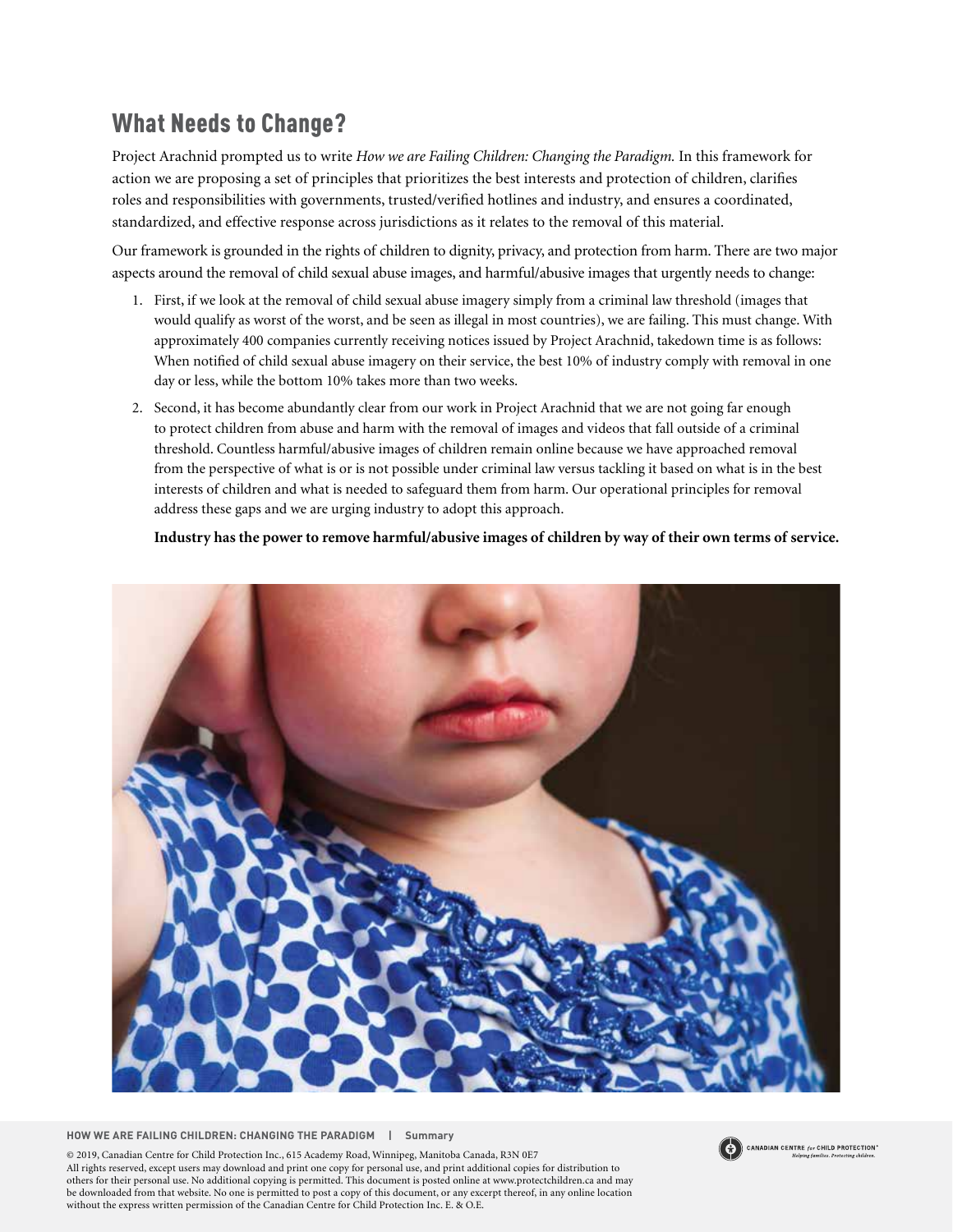## What Needs to Change?

Project Arachnid prompted us to write *How we are Failing Children: Changing the Paradigm.* In this framework for action we are proposing a set of principles that prioritizes the best interests and protection of children, clarifies roles and responsibilities with governments, trusted/verified hotlines and industry, and ensures a coordinated, standardized, and effective response across jurisdictions as it relates to the removal of this material.

Our framework is grounded in the rights of children to dignity, privacy, and protection from harm. There are two major aspects around the removal of child sexual abuse images, and harmful/abusive images that urgently needs to change:

1. First, if we look at the removal of child sexual abuse imagery simply from a criminal law threshold (images that would qualify as worst of the worst, and be seen as illegal in most countries), we are failing. This must change. With approximately 400 companies currently receiving notices issued by Project Arachnid, takedown time is as follows: When notified of child sexual abuse imagery on their service, the best 10% of industry comply with removal in one day or less, while the bottom 10% takes more than two weeks.
2. Second, it has become abundantly clear from our work in Project Arachnid that we are not going far enough to protect children from abuse and harm with the removal of images and videos that fall outside of a criminal threshold. Countless harmful/abusive images of children remain online because we have approached removal from the perspective of what is or is not possible under criminal law versus tackling it based on what is in the best interests of children and what is needed to safeguard them from harm. Our operational principles for removal address these gaps and we are urging industry to adopt this approach.

   **Industry has the power to remove harmful/abusive images of children by way of their own terms of service.**

© 2019, Canadian Centre for Child Protection Inc., 615 Academy Road, Winnipeg, Manitoba Canada, R3N 0E7
All rights reserved, except users may download and print one copy for personal use, and print additional copies for distribution to others for their personal use. No additional copying is permitted. This document is posted online at www.protectchildren.ca and may be downloaded from that website. No one is permitted to post a copy of this document, or any excerpt thereof, in any online location without the express written permission of the Canadian Centre for Child Protection Inc. E. & O.E.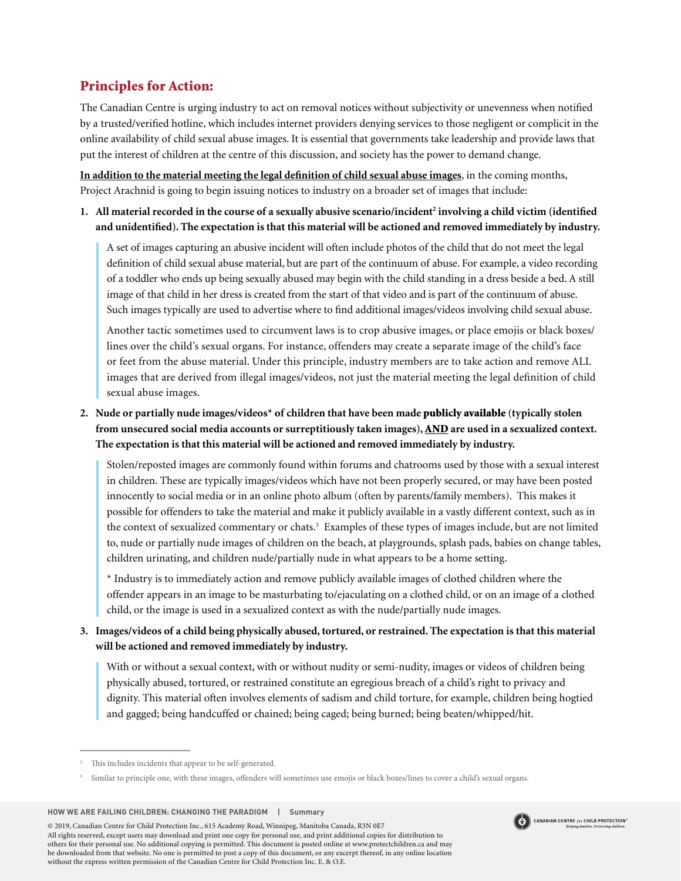## Principles for Action:

The Canadian Centre is urging industry to act on removal notices without subjectivity or unevenness when notified by a trusted/verified hotline, which includes internet providers denying services to those negligent or complicit in the online availability of child sexual abuse images. It is essential that governments take leadership and provide laws that put the interest of children at the centre of this discussion, and society has the power to demand change.

**In addition to the material meeting the legal definition of child sexual abuse images**, in the coming months, Project Arachnid is going to begin issuing notices to industry on a broader set of images that include:

1. **All material recorded in the course of a sexually abusive scenario/incident[2] involving a child victim (identified and unidentified). The expectation is that this material will be actioned and removed immediately by industry.**

   > A set of images capturing an abusive incident will often include photos of the child that do not meet the legal definition of child sexual abuse material, but are part of the continuum of abuse. For example, a video recording of a toddler who ends up being sexually abused may begin with the child standing in a dress beside a bed. A still image of that child in her dress is created from the start of that video and is part of the continuum of abuse. Such images typically are used to advertise where to find additional images/videos involving child sexual abuse.
   >
   > Another tactic sometimes used to circumvent laws is to crop abusive images, or place emojis or black boxes/lines over the child's sexual organs. For instance, offenders may create a separate image of the child's face or feet from the abuse material. Under this principle, industry members are to take action and remove ALL images that are derived from illegal images/videos, not just the material meeting the legal definition of child sexual abuse images.

2. **Nude or partially nude images/videos* of children that have been made publicly available (typically stolen from unsecured social media accounts or surreptitiously taken images), AND are used in a sexualized context. The expectation is that this material will be actioned and removed immediately by industry.**

   > Stolen/reposted images are commonly found within forums and chatrooms used by those with a sexual interest in children. These are typically images/videos which have not been properly secured, or may have been posted innocently to social media or in an online photo album (often by parents/family members). This makes it possible for offenders to take the material and make it publicly available in a vastly different context, such as in the context of sexualized commentary or chats.[3] Examples of these types of images include, but are not limited to, nude or partially nude images of children on the beach, at playgrounds, splash pads, babies on change tables, children urinating, and children nude/partially nude in what appears to be a home setting.
   >
   > * Industry is to immediately action and remove publicly available images of clothed children where the offender appears in an image to be masturbating to/ejaculating on a clothed child, or on an image of a clothed child, or the image is used in a sexualized context as with the nude/partially nude images.

3. **Images/videos of a child being physically abused, tortured, or restrained. The expectation is that this material will be actioned and removed immediately by industry.**

   > With or without a sexual context, with or without nudity or semi-nudity, images or videos of children being physically abused, tortured, or restrained constitute an egregious breach of a child's right to privacy and dignity. This material often involves elements of sadism and child torture, for example, children being hogtied and gagged; being handcuffed or chained; being caged; being burned; being beaten/whipped/hit.

---

[2] This includes incidents that appear to be self-generated.

[3] Similar to principle one, with these images, offenders will sometimes use emojis or black boxes/lines to cover a child's sexual organs.

© 2019, Canadian Centre for Child Protection Inc., 615 Academy Road, Winnipeg, Manitoba Canada, R3N 0E7
All rights reserved, except users may download and print one copy for personal use, and print additional copies for distribution to others for their personal use. No additional copying is permitted. This document is posted online at www.protectchildren.ca and may be downloaded from that website. No one is permitted to post a copy of this document, or any excerpt thereof, in any online location without the express written permission of the Canadian Centre for Child Protection Inc. E. & O.E.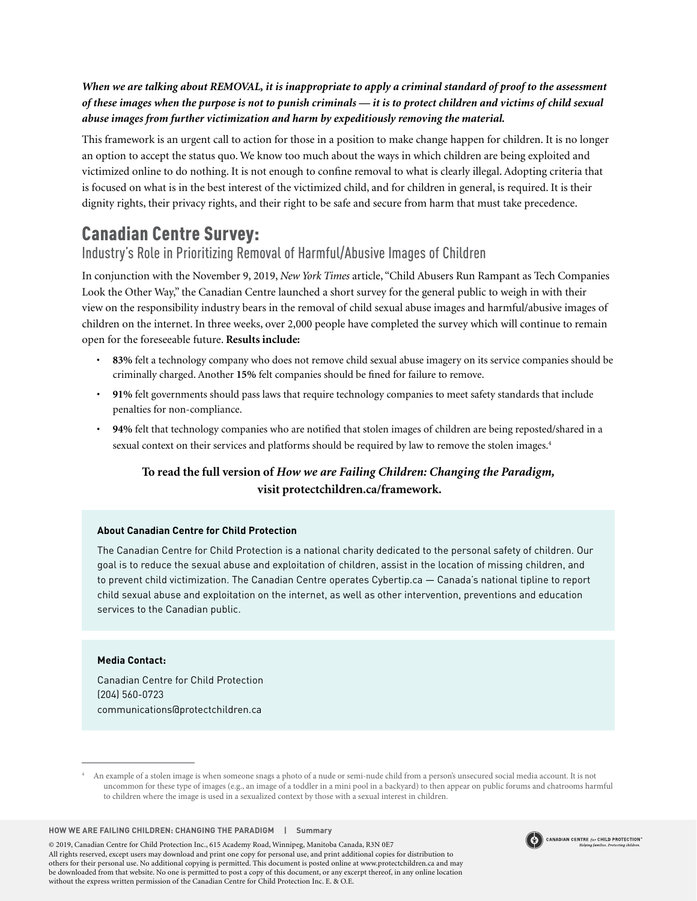***When we are talking about REMOVAL, it is inappropriate to apply a criminal standard of proof to the assessment of these images when the purpose is not to punish criminals — it is to protect children and victims of child sexual abuse images from further victimization and harm by expeditiously removing the material.***

This framework is an urgent call to action for those in a position to make change happen for children. It is no longer an option to accept the status quo. We know too much about the ways in which children are being exploited and victimized online to do nothing. It is not enough to confine removal to what is clearly illegal. Adopting criteria that is focused on what is in the best interest of the victimized child, and for children in general, is required. It is their dignity rights, their privacy rights, and their right to be safe and secure from harm that must take precedence.

## Canadian Centre Survey:

### Industry's Role in Prioritizing Removal of Harmful/Abusive Images of Children

In conjunction with the November 9, 2019, *New York Times* article, "Child Abusers Run Rampant as Tech Companies Look the Other Way," the Canadian Centre launched a short survey for the general public to weigh in with their view on the responsibility industry bears in the removal of child sexual abuse images and harmful/abusive images of children on the internet. In three weeks, over 2,000 people have completed the survey which will continue to remain open for the foreseeable future. **Results include:**

- **83%** felt a technology company who does not remove child sexual abuse imagery on its service companies should be criminally charged. Another **15%** felt companies should be fined for failure to remove.
- **91%** felt governments should pass laws that require technology companies to meet safety standards that include penalties for non-compliance.
- **94%** felt that technology companies who are notified that stolen images of children are being reposted/shared in a sexual context on their services and platforms should be required by law to remove the stolen images.[4]

**To read the full version of *How we are Failing Children: Changing the Paradigm,* visit protectchildren.ca/framework.**

**About Canadian Centre for Child Protection**

The Canadian Centre for Child Protection is a national charity dedicated to the personal safety of children. Our goal is to reduce the sexual abuse and exploitation of children, assist in the location of missing children, and to prevent child victimization. The Canadian Centre operates Cybertip.ca — Canada's national tipline to report child sexual abuse and exploitation on the internet, as well as other intervention, preventions and education services to the Canadian public.

**Media Contact:**

Canadian Centre for Child Protection
(204) 560-0723
communications@protectchildren.ca

[4] An example of a stolen image is when someone snags a photo of a nude or semi-nude child from a person's unsecured social media account. It is not uncommon for these type of images (e.g., an image of a toddler in a mini pool in a backyard) to then appear on public forums and chatrooms harmful to children where the image is used in a sexualized context by those with a sexual interest in children.

© 2019, Canadian Centre for Child Protection Inc., 615 Academy Road, Winnipeg, Manitoba Canada, R3N 0E7
All rights reserved, except users may download and print one copy for personal use, and print additional copies for distribution to others for their personal use. No additional copying is permitted. This document is posted online at www.protectchildren.ca and may be downloaded from that website. No one is permitted to post a copy of this document, or any excerpt thereof, in any online location without the express written permission of the Canadian Centre for Child Protection Inc. E. & O.E.